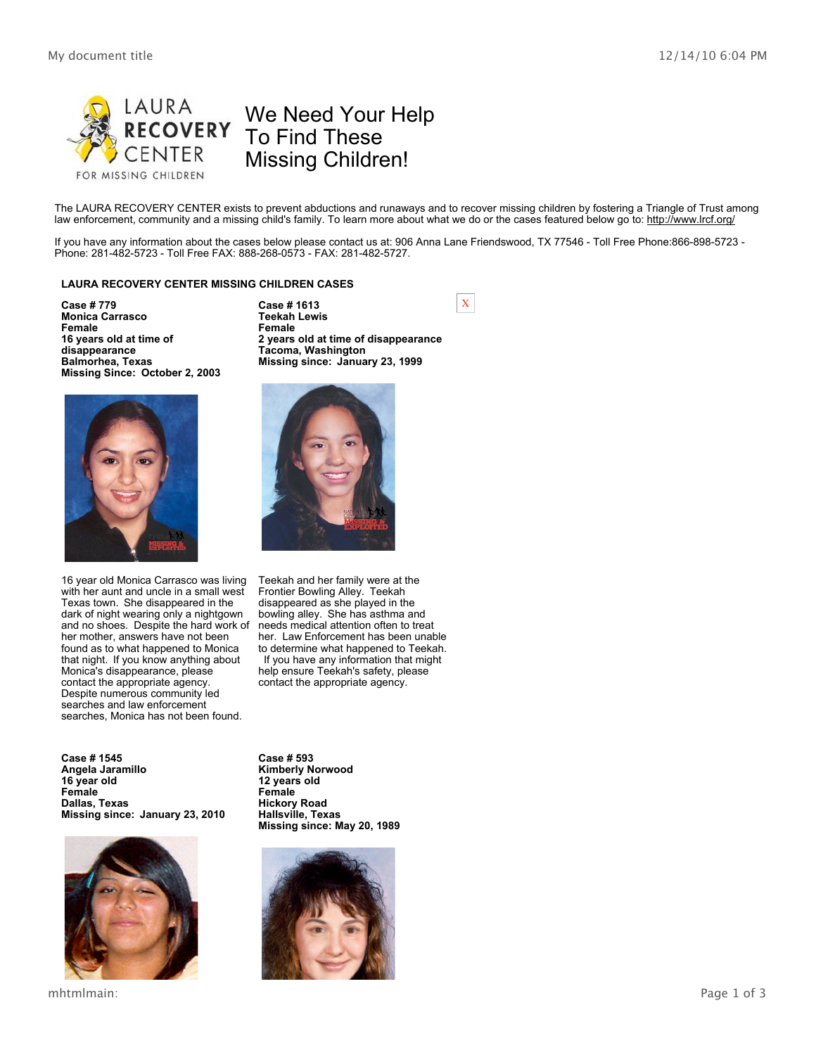# We Need Your Help To Find These Missing Children!

LAURA RECOVERY CENTER FOR MISSING CHILDREN

The LAURA RECOVERY CENTER exists to prevent abductions and runaways and to recover missing children by fostering a Triangle of Trust among law enforcement, community and a missing child's family. To learn more about what we do or the cases featured below go to: http://www.lrcf.org/

If you have any information about the cases below please contact us at: 906 Anna Lane Friendswood, TX 77546 - Toll Free Phone:866-898-5723 - Phone: 281-482-5723 - Toll Free FAX: 888-268-0573 - FAX: 281-482-5727.

## LAURA RECOVERY CENTER MISSING CHILDREN CASES

**Case # 779**
**Monica Carrasco**
**Female**
**16 years old at time of disappearance**
**Balmorhea, Texas**
**Missing Since: October 2, 2003**

16 year old Monica Carrasco was living with her aunt and uncle in a small west Texas town. She disappeared in the dark of night wearing only a nightgown and no shoes. Despite the hard work of her mother, answers have not been found as to what happened to Monica that night. If you know anything about Monica's disappearance, please contact the appropriate agency. Despite numerous community led searches and law enforcement searches, Monica has not been found.

**Case # 1613**
**Teekah Lewis**
**Female**
**2 years old at time of disappearance**
**Tacoma, Washington**
**Missing since: January 23, 1999**

Teekah and her family were at the Frontier Bowling Alley. Teekah disappeared as she played in the bowling alley. She has asthma and needs medical attention often to treat her. Law Enforcement has been unable to determine what happened to Teekah. If you have any information that might help ensure Teekah's safety, please contact the appropriate agency.

**Case # 1545**
**Angela Jaramillo**
**16 year old**
**Female**
**Dallas, Texas**
**Missing since: January 23, 2010**

**Case # 593**
**Kimberly Norwood**
**12 years old**
**Female**
**Hickory Road**
**Hallsville, Texas**
**Missing since: May 20, 1989**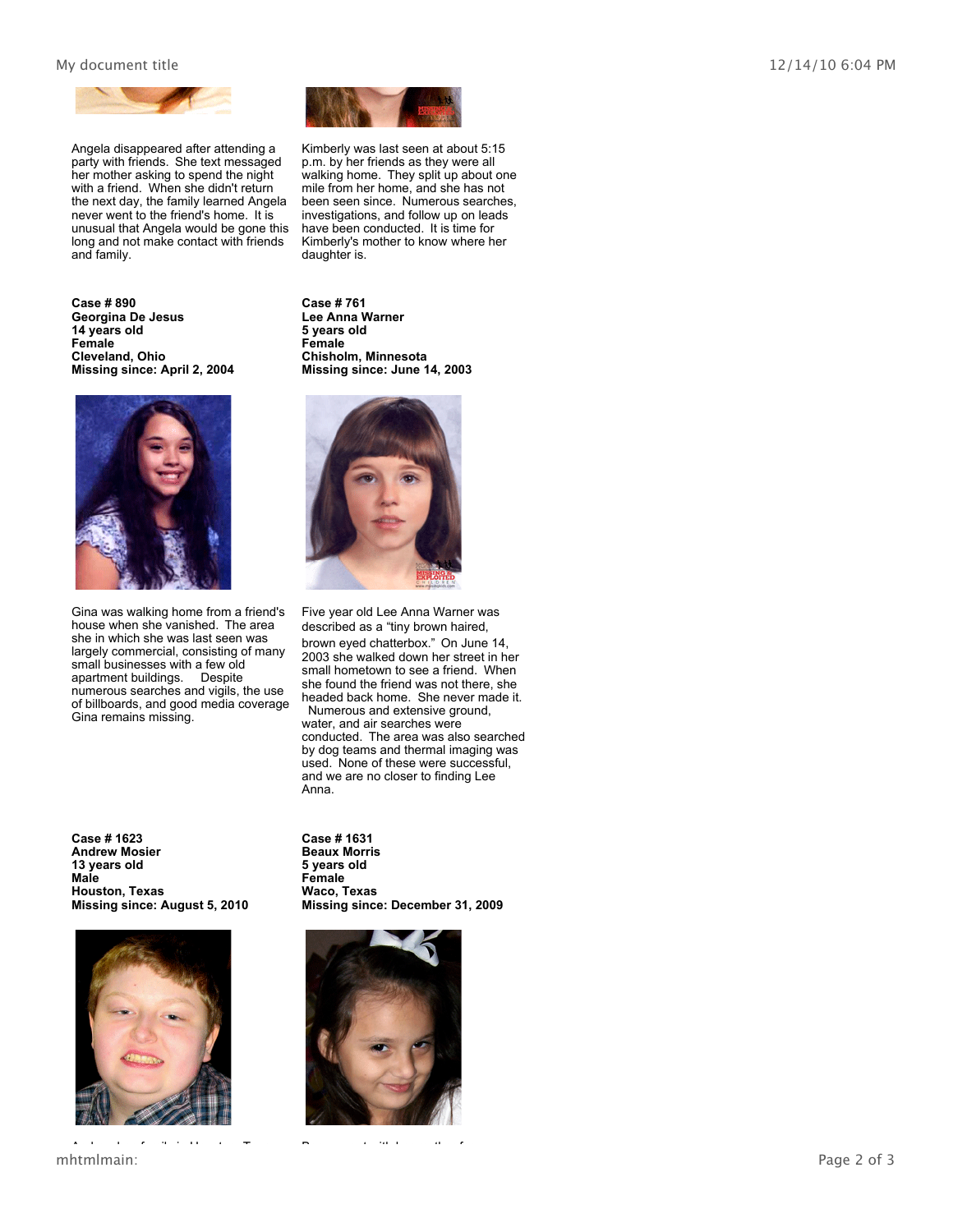Angela disappeared after attending a party with friends. She text messaged her mother asking to spend the night with a friend. When she didn't return the next day, the family learned Angela never went to the friend's home. It is unusual that Angela would be gone this long and not make contact with friends and family.

Kimberly was last seen at about 5:15 p.m. by her friends as they were all walking home. They split up about one mile from her home, and she has not been seen since. Numerous searches, investigations, and follow up on leads have been conducted. It is time for Kimberly's mother to know where her daughter is.

**Case # 890**
**Georgina De Jesus**
**14 years old**
**Female**
**Cleveland, Ohio**
**Missing since: April 2, 2004**

Gina was walking home from a friend's house when she vanished. The area she in which she was last seen was largely commercial, consisting of many small businesses with a few old apartment buildings. Despite numerous searches and vigils, the use of billboards, and good media coverage Gina remains missing.

**Case # 761**
**Lee Anna Warner**
**5 years old**
**Female**
**Chisholm, Minnesota**
**Missing since: June 14, 2003**

Five year old Lee Anna Warner was described as a "tiny brown haired, brown eyed chatterbox." On June 14, 2003 she walked down her street in her small hometown to see a friend. When she found the friend was not there, she headed back home. She never made it. Numerous and extensive ground, water, and air searches were conducted. The area was also searched by dog teams and thermal imaging was used. None of these were successful, and we are no closer to finding Lee Anna.

**Case # 1623**
**Andrew Mosier**
**13 years old**
**Male**
**Houston, Texas**
**Missing since: August 5, 2010**

**Case # 1631**
**Beaux Morris**
**5 years old**
**Female**
**Waco, Texas**
**Missing since: December 31, 2009**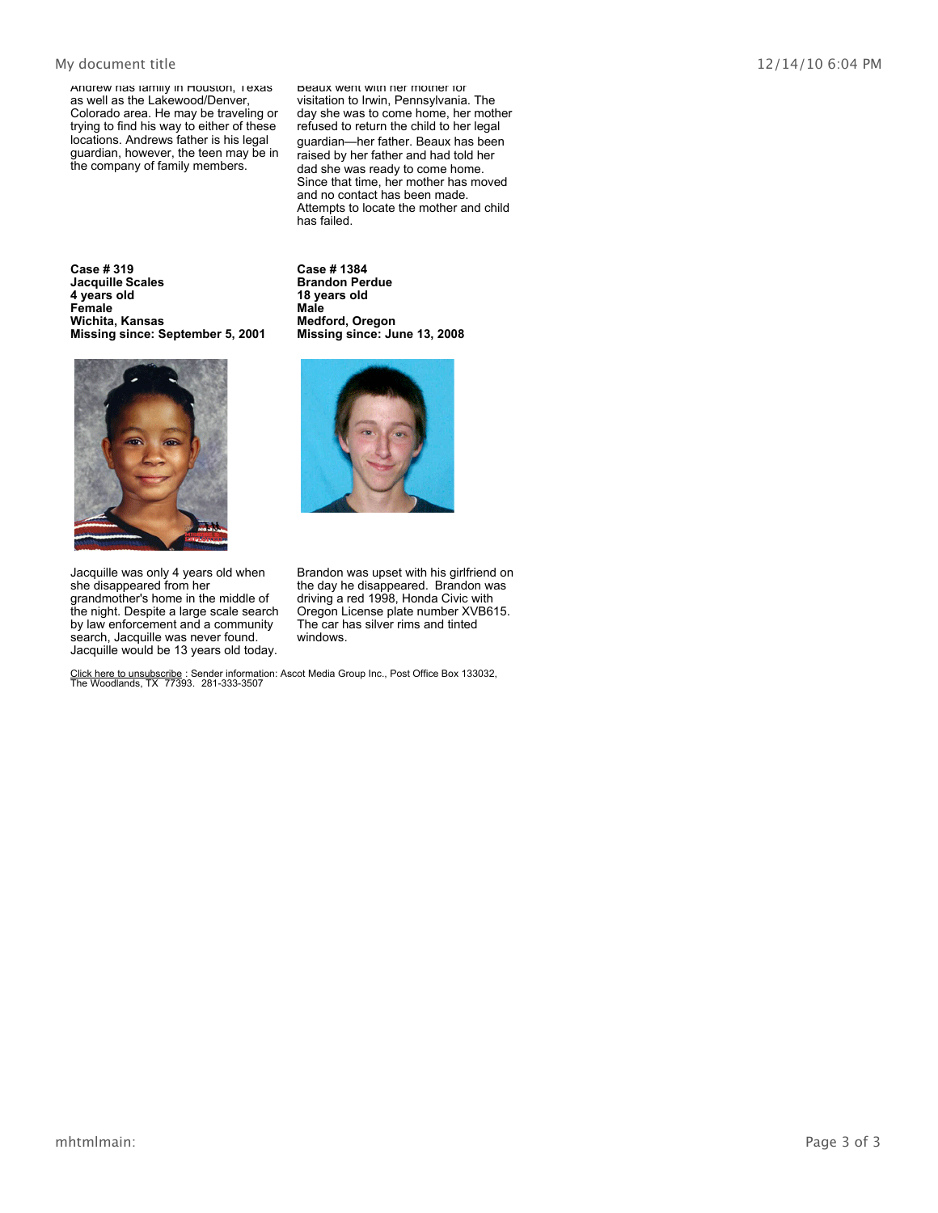Andrew has family in Houston, Texas as well as the Lakewood/Denver, Colorado area. He may be traveling or trying to find his way to either of these locations. Andrews father is his legal guardian, however, the teen may be in the company of family members.

Beaux went with her mother for visitation to Irwin, Pennsylvania. The day she was to come home, her mother refused to return the child to her legal guardian—her father. Beaux has been raised by her father and had told her dad she was ready to come home. Since that time, her mother has moved and no contact has been made. Attempts to locate the mother and child has failed.

**Case # 319**
**Jacquille Scales**
**4 years old**
**Female**
**Wichita, Kansas**
**Missing since: September 5, 2001**

Jacquille was only 4 years old when she disappeared from her grandmother's home in the middle of the night. Despite a large scale search by law enforcement and a community search, Jacquille was never found. Jacquille would be 13 years old today.

**Case # 1384**
**Brandon Perdue**
**18 years old**
**Male**
**Medford, Oregon**
**Missing since: June 13, 2008**

Brandon was upset with his girlfriend on the day he disappeared. Brandon was driving a red 1998, Honda Civic with Oregon License plate number XVB615. The car has silver rims and tinted windows.

Click here to unsubscribe : Sender information: Ascot Media Group Inc., Post Office Box 133032, The Woodlands, TX 77393. 281-333-3507